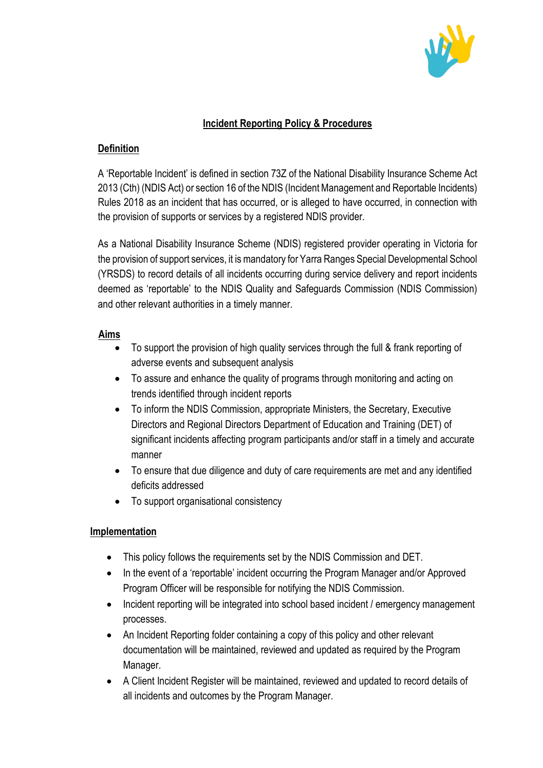# Incident Reporting Policy & Procedures

## Definition

A 'Reportable Incident' is defined in section 73Z of the National Disability Insurance Scheme Act 2013 (Cth) (NDIS Act) or section 16 of the NDIS (Incident Management and Reportable Incidents) Rules 2018 as an incident that has occurred, or is alleged to have occurred, in connection with the provision of supports or services by a registered NDIS provider.

As a National Disability Insurance Scheme (NDIS) registered provider operating in Victoria for the provision of support services, it is mandatory for Yarra Ranges Special Developmental School (YRSDS) to record details of all incidents occurring during service delivery and report incidents deemed as 'reportable' to the NDIS Quality and Safeguards Commission (NDIS Commission) and other relevant authorities in a timely manner.

## Aims

- To support the provision of high quality services through the full & frank reporting of adverse events and subsequent analysis
- To assure and enhance the quality of programs through monitoring and acting on trends identified through incident reports
- To inform the NDIS Commission, appropriate Ministers, the Secretary, Executive Directors and Regional Directors Department of Education and Training (DET) of significant incidents affecting program participants and/or staff in a timely and accurate manner
- To ensure that due diligence and duty of care requirements are met and any identified deficits addressed
- To support organisational consistency

## Implementation

- This policy follows the requirements set by the NDIS Commission and DET.
- In the event of a 'reportable' incident occurring the Program Manager and/or Approved Program Officer will be responsible for notifying the NDIS Commission.
- Incident reporting will be integrated into school based incident / emergency management processes.
- An Incident Reporting folder containing a copy of this policy and other relevant documentation will be maintained, reviewed and updated as required by the Program Manager.
- A Client Incident Register will be maintained, reviewed and updated to record details of all incidents and outcomes by the Program Manager.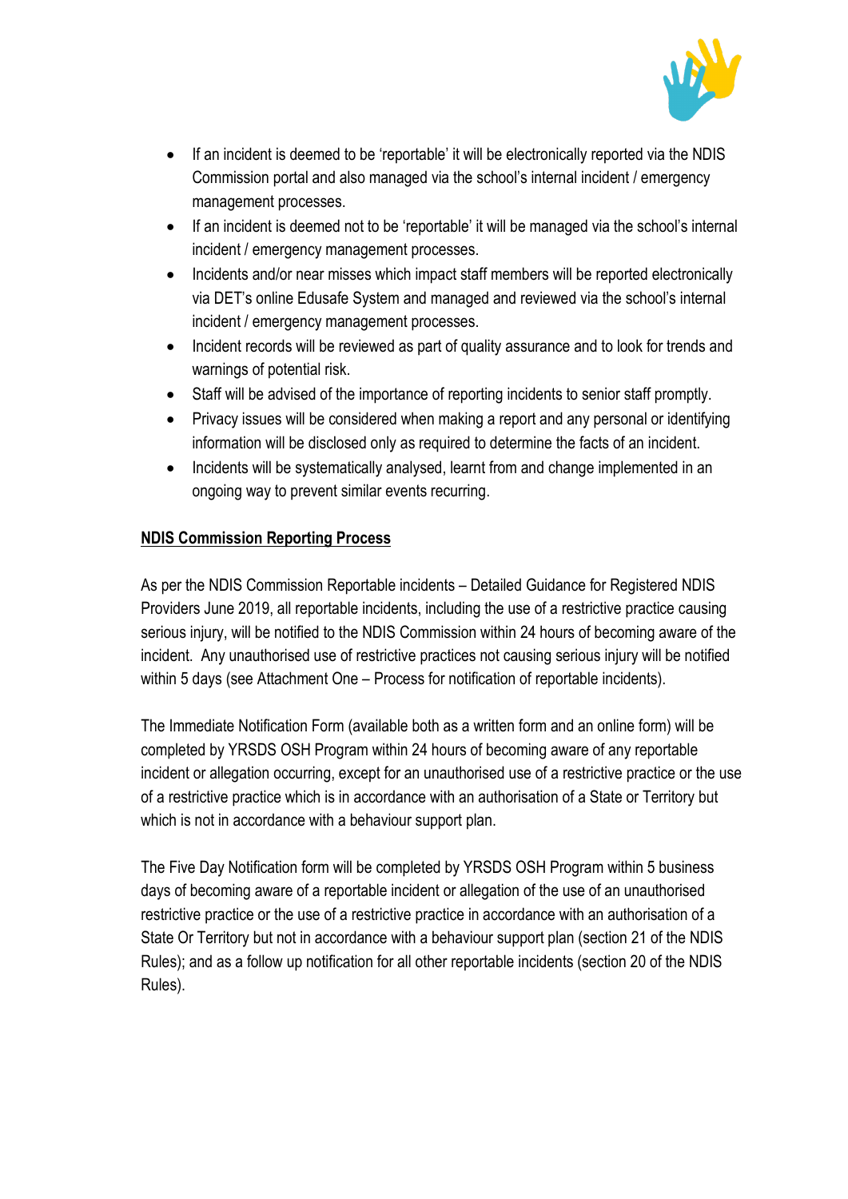- If an incident is deemed to be 'reportable' it will be electronically reported via the NDIS Commission portal and also managed via the school's internal incident / emergency management processes.
- If an incident is deemed not to be 'reportable' it will be managed via the school's internal incident / emergency management processes.
- Incidents and/or near misses which impact staff members will be reported electronically via DET's online Edusafe System and managed and reviewed via the school's internal incident / emergency management processes.
- Incident records will be reviewed as part of quality assurance and to look for trends and warnings of potential risk.
- Staff will be advised of the importance of reporting incidents to senior staff promptly.
- Privacy issues will be considered when making a report and any personal or identifying information will be disclosed only as required to determine the facts of an incident.
- Incidents will be systematically analysed, learnt from and change implemented in an ongoing way to prevent similar events recurring.

**NDIS Commission Reporting Process**

As per the NDIS Commission Reportable incidents – Detailed Guidance for Registered NDIS Providers June 2019, all reportable incidents, including the use of a restrictive practice causing serious injury, will be notified to the NDIS Commission within 24 hours of becoming aware of the incident. Any unauthorised use of restrictive practices not causing serious injury will be notified within 5 days (see Attachment One – Process for notification of reportable incidents).

The Immediate Notification Form (available both as a written form and an online form) will be completed by YRSDS OSH Program within 24 hours of becoming aware of any reportable incident or allegation occurring, except for an unauthorised use of a restrictive practice or the use of a restrictive practice which is in accordance with an authorisation of a State or Territory but which is not in accordance with a behaviour support plan.

The Five Day Notification form will be completed by YRSDS OSH Program within 5 business days of becoming aware of a reportable incident or allegation of the use of an unauthorised restrictive practice or the use of a restrictive practice in accordance with an authorisation of a State Or Territory but not in accordance with a behaviour support plan (section 21 of the NDIS Rules); and as a follow up notification for all other reportable incidents (section 20 of the NDIS Rules).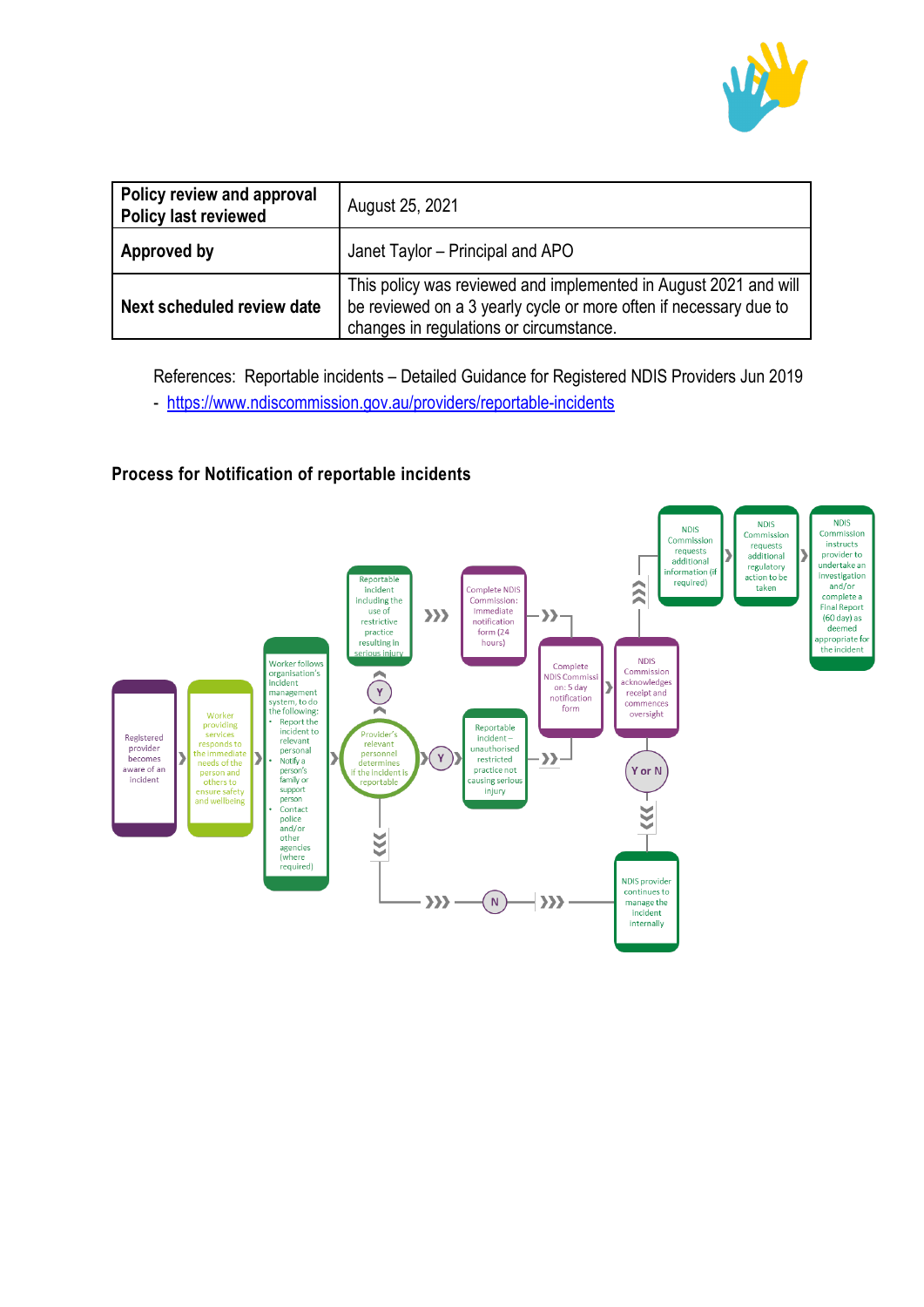| Policy review and approval Policy last reviewed | August 25, 2021 |
|---|---|
| Approved by | Janet Taylor – Principal and APO |
| Next scheduled review date | This policy was reviewed and implemented in August 2021 and will be reviewed on a 3 yearly cycle or more often if necessary due to changes in regulations or circumstance. |

References: Reportable incidents – Detailed Guidance for Registered NDIS Providers Jun 2019

- https://www.ndiscommission.gov.au/providers/reportable-incidents

## Process for Notification of reportable incidents

Registered provider becomes aware of an incident

Worker providing services responds to the immediate needs of the person and others to ensure safety and wellbeing

Worker follows organisation's incident management system, to do the following:
- Report the incident to relevant personnel
- Notify a person's family or support person
- Contact police and/or other agencies (where required)

Provider's relevant personnel determines if the incident is reportable

Y

Reportable incident including the use of restrictive practice resulting in serious injury

Complete NDIS Commission: immediate notification form (24 hours)

Y

Reportable incident – unauthorised restricted practice not causing serious injury

Complete NDIS Commission: 5 day notification form

NDIS Commission acknowledges receipt and commences oversight

NDIS Commission requests additional information (if required)

NDIS Commission requests additional regulatory action to be taken

NDIS Commission instructs provider to undertake an investigation and/or complete a Final Report (60 day) as deemed appropriate for the incident

Y or N

N

NDIS provider continues to manage the incident internally